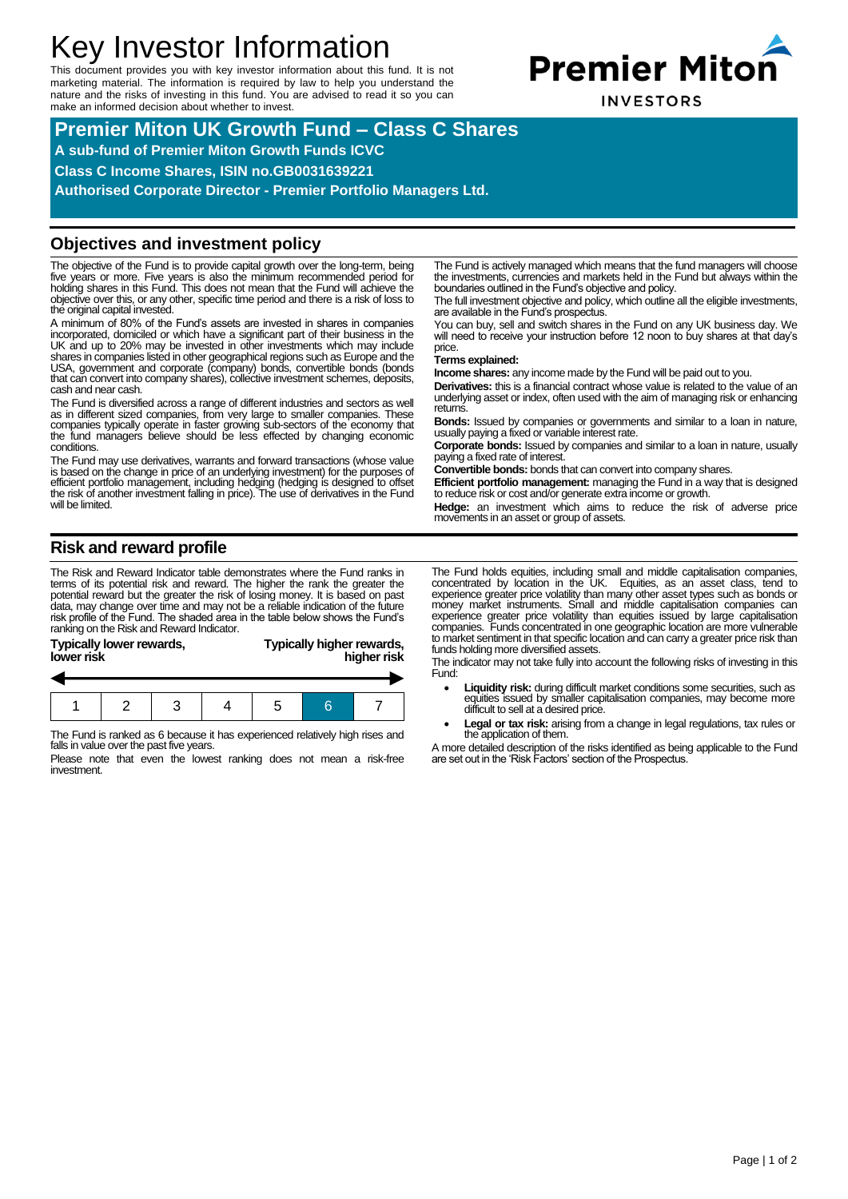# Key Investor Information

This document provides you with key investor information about this fund. It is not marketing material. The information is required by law to help you understand the nature and the risks of investing in this fund. You are advised to read it so you can make an informed decision about whether to invest.

**Premier Miton INVESTORS**

## Premier Miton UK Growth Fund – Class C Shares

**A sub-fund of Premier Miton Growth Funds ICVC**

**Class C Income Shares, ISIN no.GB0031639221**

**Authorised Corporate Director - Premier Portfolio Managers Ltd.**

## Objectives and investment policy

The objective of the Fund is to provide capital growth over the long-term, being five years or more. Five years is also the minimum recommended period for holding shares in this Fund. This does not mean that the Fund will achieve the objective over this, or any other, specific time period and there is a risk of loss to the original capital invested.

A minimum of 80% of the Fund's assets are invested in shares in companies incorporated, domiciled or which have a significant part of their business in the UK and up to 20% may be invested in other investments which may include shares in companies listed in other geographical regions such as Europe and the USA, government and corporate (company) bonds, convertible bonds (bonds that can convert into company shares), collective investment schemes, deposits, cash and near cash.

The Fund is diversified across a range of different industries and sectors as well as in different sized companies, from very large to smaller companies. These companies typically operate in faster growing sub-sectors of the economy that the fund managers believe should be less effected by changing economic conditions.

The Fund may use derivatives, warrants and forward transactions (whose value is based on the change in price of an underlying investment) for the purposes of efficient portfolio management, including hedging (hedging is designed to offset the risk of another investment falling in price). The use of derivatives in the Fund will be limited.

The Fund is actively managed which means that the fund managers will choose the investments, currencies and markets held in the Fund but always within the boundaries outlined in the Fund's objective and policy.

The full investment objective and policy, which outline all the eligible investments, are available in the Fund's prospectus.

You can buy, sell and switch shares in the Fund on any UK business day. We will need to receive your instruction before 12 noon to buy shares at that day's price.

**Terms explained:**

**Income shares:** any income made by the Fund will be paid out to you.

**Derivatives:** this is a financial contract whose value is related to the value of an underlying asset or index, often used with the aim of managing risk or enhancing returns.

**Bonds:** Issued by companies or governments and similar to a loan in nature, usually paying a fixed or variable interest rate.

**Corporate bonds:** Issued by companies and similar to a loan in nature, usually paying a fixed rate of interest.

**Convertible bonds:** bonds that can convert into company shares.

**Efficient portfolio management:** managing the Fund in a way that is designed to reduce risk or cost and/or generate extra income or growth.

**Hedge:** an investment which aims to reduce the risk of adverse price movements in an asset or group of assets.

## Risk and reward profile

The Risk and Reward Indicator table demonstrates where the Fund ranks in terms of its potential risk and reward. The higher the rank the greater the potential reward but the greater the risk of losing money. It is based on past data, may change over time and may not be a reliable indication of the future risk profile of the Fund. The shaded area in the table below shows the Fund's ranking on the Risk and Reward Indicator.

**Typically lower rewards, lower risk** — **Typically higher rewards, higher risk**

| 1 | 2 | 3 | 4 | 5 | **6** | 7 |
|---|---|---|---|---|---|---|

The Fund is ranked as 6 because it has experienced relatively high rises and falls in value over the past five years.

Please note that even the lowest ranking does not mean a risk-free investment.

The Fund holds equities, including small and middle capitalisation companies, concentrated by location in the UK. Equities, as an asset class, tend to experience greater price volatility than many other asset types such as bonds or money market instruments. Small and middle capitalisation companies can experience greater price volatility than equities issued by large capitalisation companies. Funds concentrated in one geographic location are more vulnerable to market sentiment in that specific location and can carry a greater price risk than funds holding more diversified assets.

The indicator may not take fully into account the following risks of investing in this Fund:

- **Liquidity risk:** during difficult market conditions some securities, such as equities issued by smaller capitalisation companies, may become more difficult to sell at a desired price.
- **Legal or tax risk:** arising from a change in legal regulations, tax rules or the application of them.

A more detailed description of the risks identified as being applicable to the Fund are set out in the 'Risk Factors' section of the Prospectus.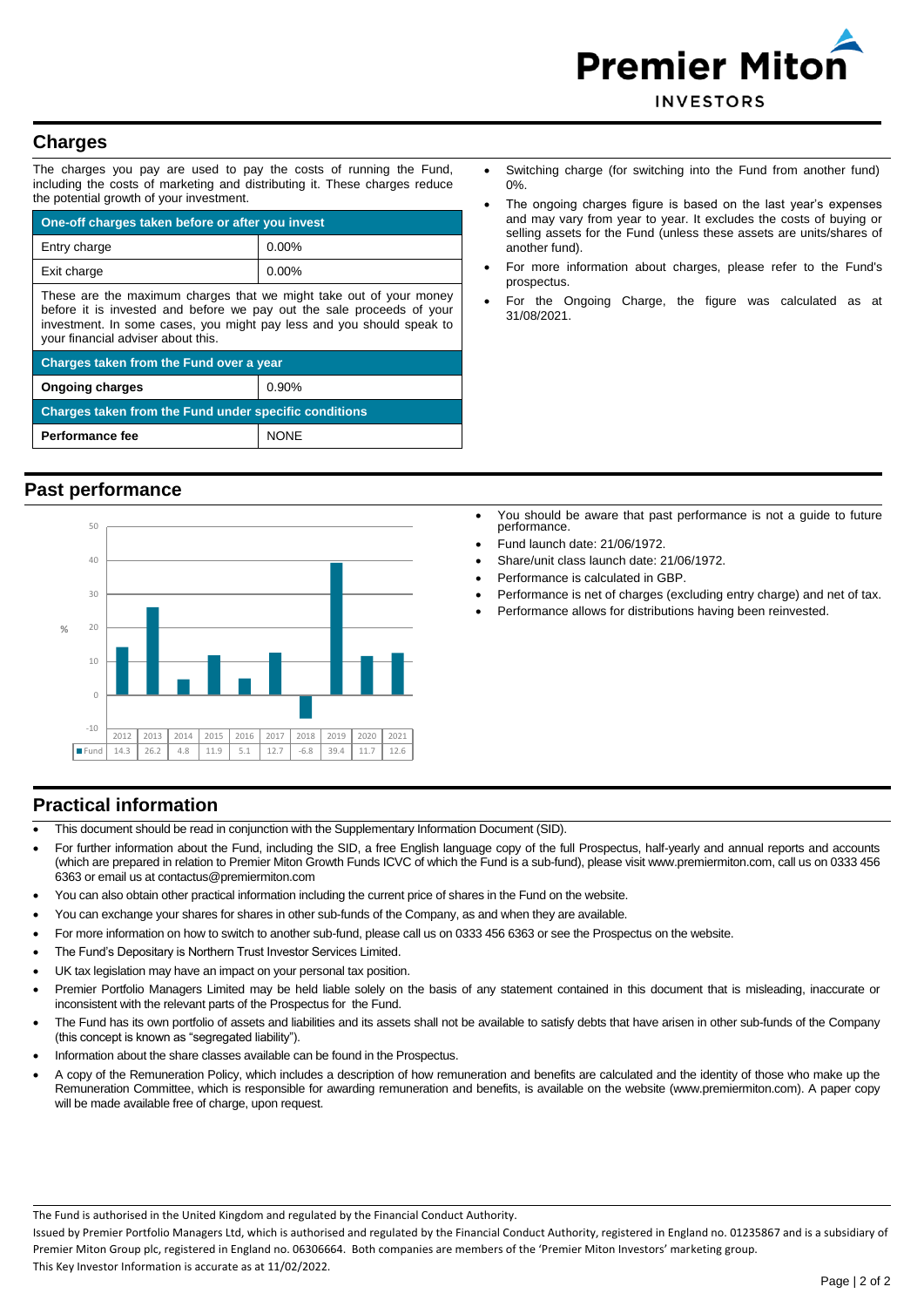## Charges

The charges you pay are used to pay the costs of running the Fund, including the costs of marketing and distributing it. These charges reduce the potential growth of your investment.

| One-off charges taken before or after you invest | |
|---|---|
| Entry charge | 0.00% |
| Exit charge | 0.00% |
| These are the maximum charges that we might take out of your money before it is invested and before we pay out the sale proceeds of your investment. In some cases, you might pay less and you should speak to your financial adviser about this. | |
| **Charges taken from the Fund over a year** | |
| **Ongoing charges** | 0.90% |
| **Charges taken from the Fund under specific conditions** | |
| **Performance fee** | NONE |

- Switching charge (for switching into the Fund from another fund) 0%.
- The ongoing charges figure is based on the last year's expenses and may vary from year to year. It excludes the costs of buying or selling assets for the Fund (unless these assets are units/shares of another fund).
- For more information about charges, please refer to the Fund's prospectus.
- For the Ongoing Charge, the figure was calculated as at 31/08/2021.

## Past performance

%

50
40
30
20
10
0
-10

2012 2013 2014 2015 2016 2017 2018 2019 2020 2021

Fund 14.3 26.2 4.8 11.9 5.1 12.7 -6.8 39.4 11.7 12.6

- You should be aware that past performance is not a guide to future performance.
- Fund launch date: 21/06/1972.
- Share/unit class launch date: 21/06/1972.
- Performance is calculated in GBP.
- Performance is net of charges (excluding entry charge) and net of tax.
- Performance allows for distributions having been reinvested.

## Practical information

- This document should be read in conjunction with the Supplementary Information Document (SID).
- For further information about the Fund, including the SID, a free English language copy of the full Prospectus, half-yearly and annual reports and accounts (which are prepared in relation to Premier Miton Growth Funds ICVC of which the Fund is a sub-fund), please visit www.premiermiton.com, call us on 0333 456 6363 or email us at contactus@premiermiton.com
- You can also obtain other practical information including the current price of shares in the Fund on the website.
- You can exchange your shares for shares in other sub-funds of the Company, as and when they are available.
- For more information on how to switch to another sub-fund, please call us on 0333 456 6363 or see the Prospectus on the website.
- The Fund's Depositary is Northern Trust Investor Services Limited.
- UK tax legislation may have an impact on your personal tax position.
- Premier Portfolio Managers Limited may be held liable solely on the basis of any statement contained in this document that is misleading, inaccurate or inconsistent with the relevant parts of the Prospectus for the Fund.
- The Fund has its own portfolio of assets and liabilities and its assets shall not be available to satisfy debts that have arisen in other sub-funds of the Company (this concept is known as "segregated liability").
- Information about the share classes available can be found in the Prospectus.
- A copy of the Remuneration Policy, which includes a description of how remuneration and benefits are calculated and the identity of those who make up the Remuneration Committee, which is responsible for awarding remuneration and benefits, is available on the website (www.premiermiton.com). A paper copy will be made available free of charge, upon request.

The Fund is authorised in the United Kingdom and regulated by the Financial Conduct Authority.

Issued by Premier Portfolio Managers Ltd, which is authorised and regulated by the Financial Conduct Authority, registered in England no. 01235867 and is a subsidiary of Premier Miton Group plc, registered in England no. 06306664. Both companies are members of the 'Premier Miton Investors' marketing group.

This Key Investor Information is accurate as at 11/02/2022.